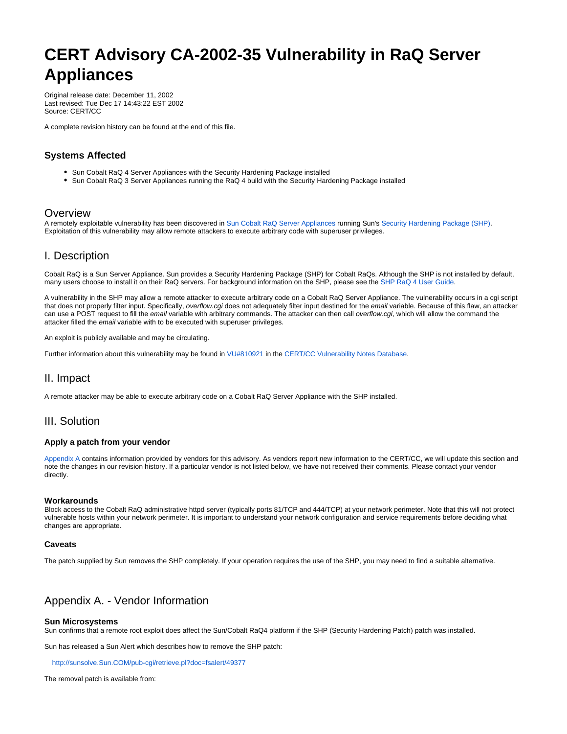# CERT Advisory CA-2002-35 Vulnerability in RaQ Server Appliances

Original release date: December 11, 2002
Last revised: Tue Dec 17 14:43:22 EST 2002
Source: CERT/CC

A complete revision history can be found at the end of this file.

### Systems Affected

- Sun Cobalt RaQ 4 Server Appliances with the Security Hardening Package installed
- Sun Cobalt RaQ 3 Server Appliances running the RaQ 4 build with the Security Hardening Package installed

## Overview

A remotely exploitable vulnerability has been discovered in Sun Cobalt RaQ Server Appliances running Sun's Security Hardening Package (SHP). Exploitation of this vulnerability may allow remote attackers to execute arbitrary code with superuser privileges.

## I. Description

Cobalt RaQ is a Sun Server Appliance. Sun provides a Security Hardening Package (SHP) for Cobalt RaQs. Although the SHP is not installed by default, many users choose to install it on their RaQ servers. For background information on the SHP, please see the SHP RaQ 4 User Guide.

A vulnerability in the SHP may allow a remote attacker to execute arbitrary code on a Cobalt RaQ Server Appliance. The vulnerability occurs in a cgi script that does not properly filter input. Specifically, *overflow.cgi* does not adequately filter input destined for the *email* variable. Because of this flaw, an attacker can use a POST request to fill the *email* variable with arbitrary commands. The attacker can then call *overflow.cgi*, which will allow the command the attacker filled the *email* variable with to be executed with superuser privileges.

An exploit is publicly available and may be circulating.

Further information about this vulnerability may be found in VU#810921 in the CERT/CC Vulnerability Notes Database.

## II. Impact

A remote attacker may be able to execute arbitrary code on a Cobalt RaQ Server Appliance with the SHP installed.

## III. Solution

### Apply a patch from your vendor

Appendix A contains information provided by vendors for this advisory. As vendors report new information to the CERT/CC, we will update this section and note the changes in our revision history. If a particular vendor is not listed below, we have not received their comments. Please contact your vendor directly.

### Workarounds

Block access to the Cobalt RaQ administrative httpd server (typically ports 81/TCP and 444/TCP) at your network perimeter. Note that this will not protect vulnerable hosts within your network perimeter. It is important to understand your network configuration and service requirements before deciding what changes are appropriate.

### Caveats

The patch supplied by Sun removes the SHP completely. If your operation requires the use of the SHP, you may need to find a suitable alternative.

## Appendix A. - Vendor Information

### Sun Microsystems

Sun confirms that a remote root exploit does affect the Sun/Cobalt RaQ4 platform if the SHP (Security Hardening Patch) patch was installed.

Sun has released a Sun Alert which describes how to remove the SHP patch:

http://sunsolve.Sun.COM/pub-cgi/retrieve.pl?doc=fsalert/49377

The removal patch is available from: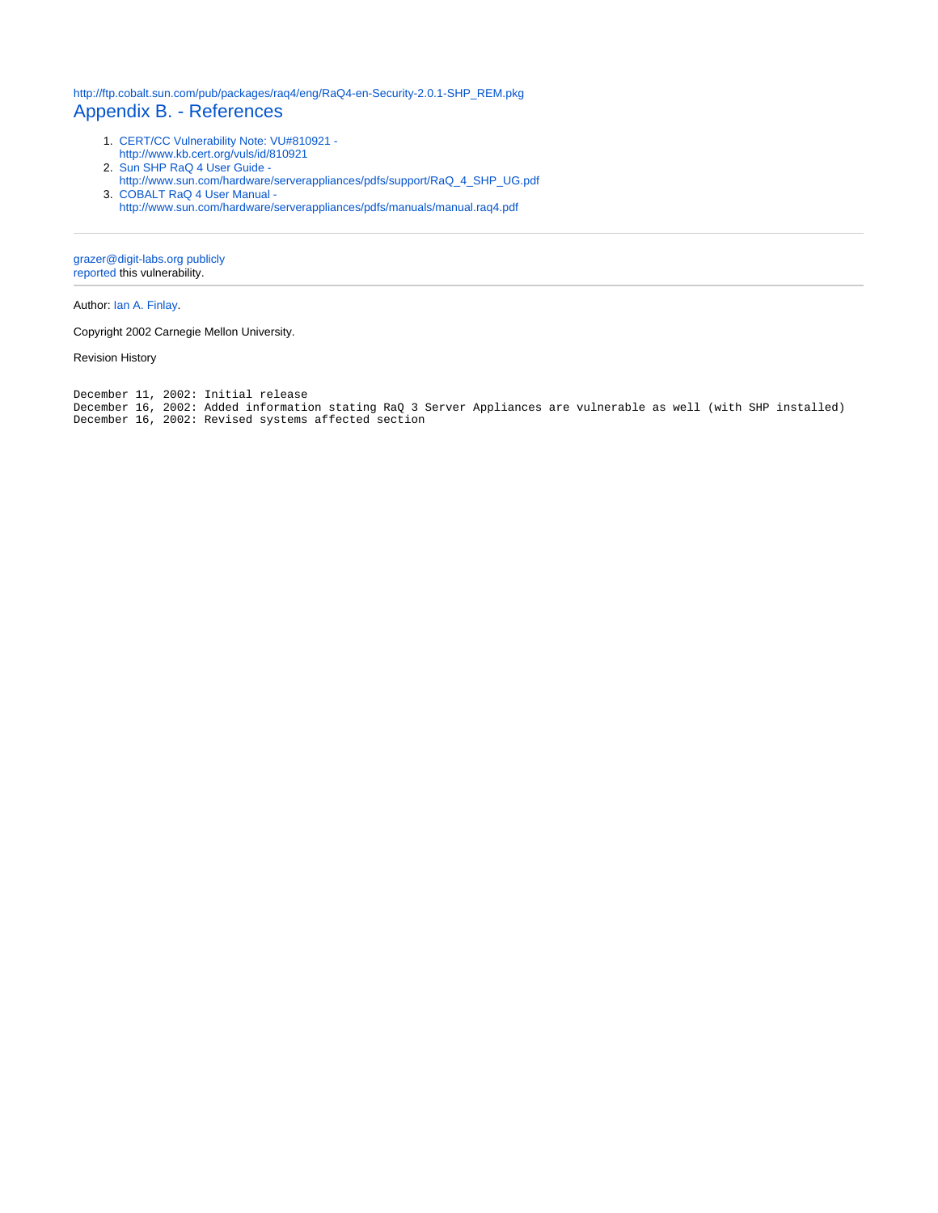http://ftp.cobalt.sun.com/pub/packages/raq4/eng/RaQ4-en-Security-2.0.1-SHP_REM.pkg

## Appendix B. - References

1. CERT/CC Vulnerability Note: VU#810921 - http://www.kb.cert.org/vuls/id/810921
2. Sun SHP RaQ 4 User Guide - http://www.sun.com/hardware/serverappliances/pdfs/support/RaQ_4_SHP_UG.pdf
3. COBALT RaQ 4 User Manual - http://www.sun.com/hardware/serverappliances/pdfs/manuals/manual.raq4.pdf

---

grazer@digit-labs.org publicly reported this vulnerability.

---

Author: Ian A. Finlay.

Copyright 2002 Carnegie Mellon University.

Revision History

```
December 11, 2002: Initial release
December 16, 2002: Added information stating RaQ 3 Server Appliances are vulnerable as well (with SHP installed)
December 16, 2002: Revised systems affected section
```